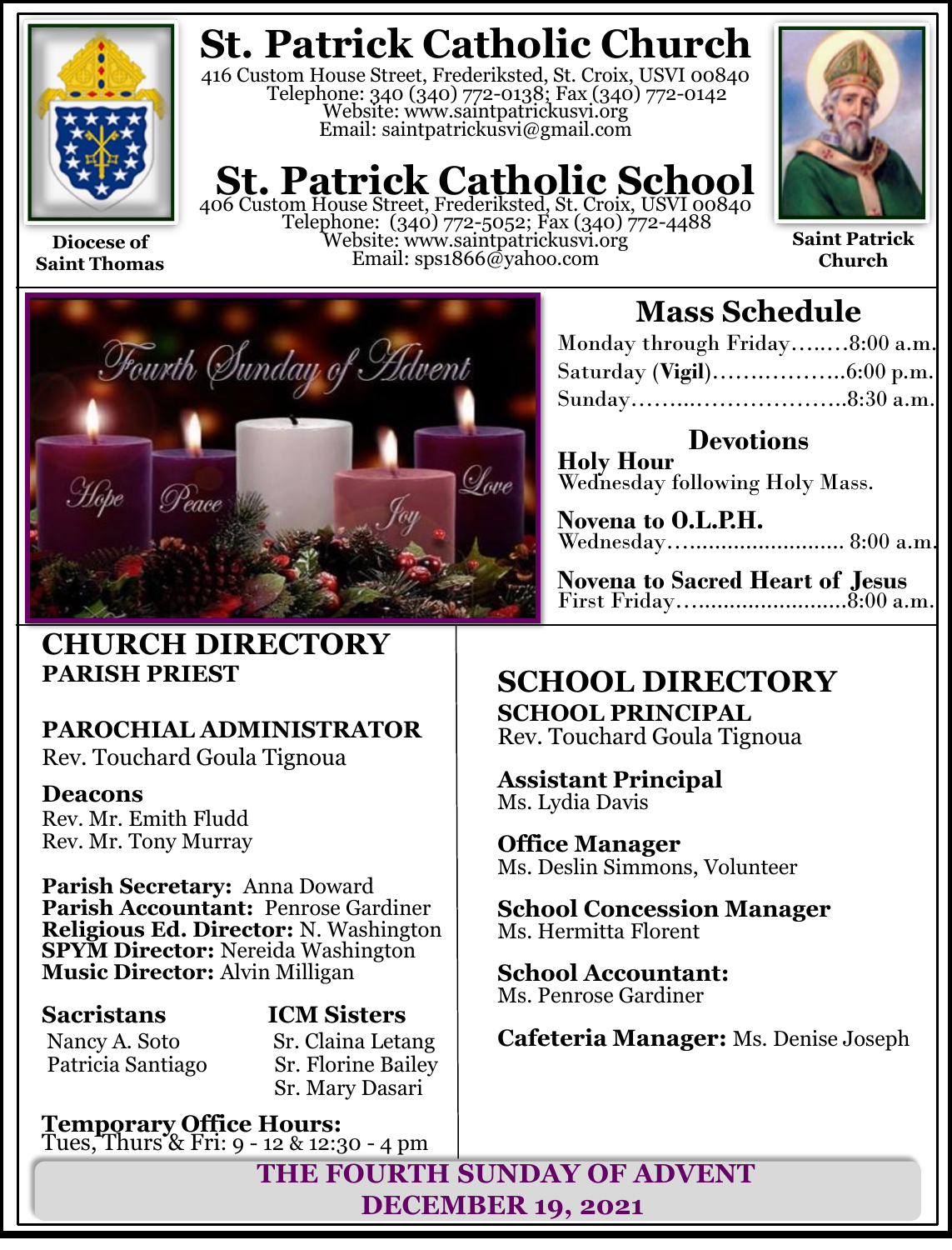# St. Patrick Catholic Church

416 Custom House Street, Frederiksted, St. Croix, USVI 00840
Telephone: 340 (340) 772-0138; Fax (340) 772-0142
Website: www.saintpatrickusvi.org
Email: saintpatrickusvi@gmail.com

# St. Patrick Catholic School

406 Custom House Street, Frederiksted, St. Croix, USVI 00840
Telephone: (340) 772-5052; Fax (340) 772-4488
Website: www.saintpatrickusvi.org
Email: sps1866@yahoo.com

**Diocese of Saint Thomas**

**Saint Patrick Church**

## Mass Schedule

Monday through Friday……..8:00 a.m.
Saturday (**Vigil**)………………..6:00 p.m.
Sunday………..………………..8:30 a.m.

### Devotions

**Holy Hour**
Wednesday following Holy Mass.

**Novena to O.L.P.H.**
Wednesday……...................... 8:00 a.m.

**Novena to Sacred Heart of Jesus**
First Friday…........................8:00 a.m.

## CHURCH DIRECTORY

**PARISH PRIEST**

**PAROCHIAL ADMINISTRATOR**
Rev. Touchard Goula Tignoua

**Deacons**
Rev. Mr. Emith Fludd
Rev. Mr. Tony Murray

**Parish Secretary:** Anna Doward
**Parish Accountant:** Penrose Gardiner
**Religious Ed. Director:** N. Washington
**SPYM Director:** Nereida Washington
**Music Director:** Alvin Milligan

**Sacristans**
Nancy A. Soto
Patricia Santiago

**ICM Sisters**
Sr. Claina Letang
Sr. Florine Bailey
Sr. Mary Dasari

**Temporary Office Hours:**
Tues, Thurs & Fri: 9 - 12 & 12:30 - 4 pm

## SCHOOL DIRECTORY

**SCHOOL PRINCIPAL**
Rev. Touchard Goula Tignoua

**Assistant Principal**
Ms. Lydia Davis

**Office Manager**
Ms. Deslin Simmons, Volunteer

**School Concession Manager**
Ms. Hermitta Florent

**School Accountant:**
Ms. Penrose Gardiner

**Cafeteria Manager:** Ms. Denise Joseph

**THE FOURTH SUNDAY OF ADVENT**
**DECEMBER 19, 2021**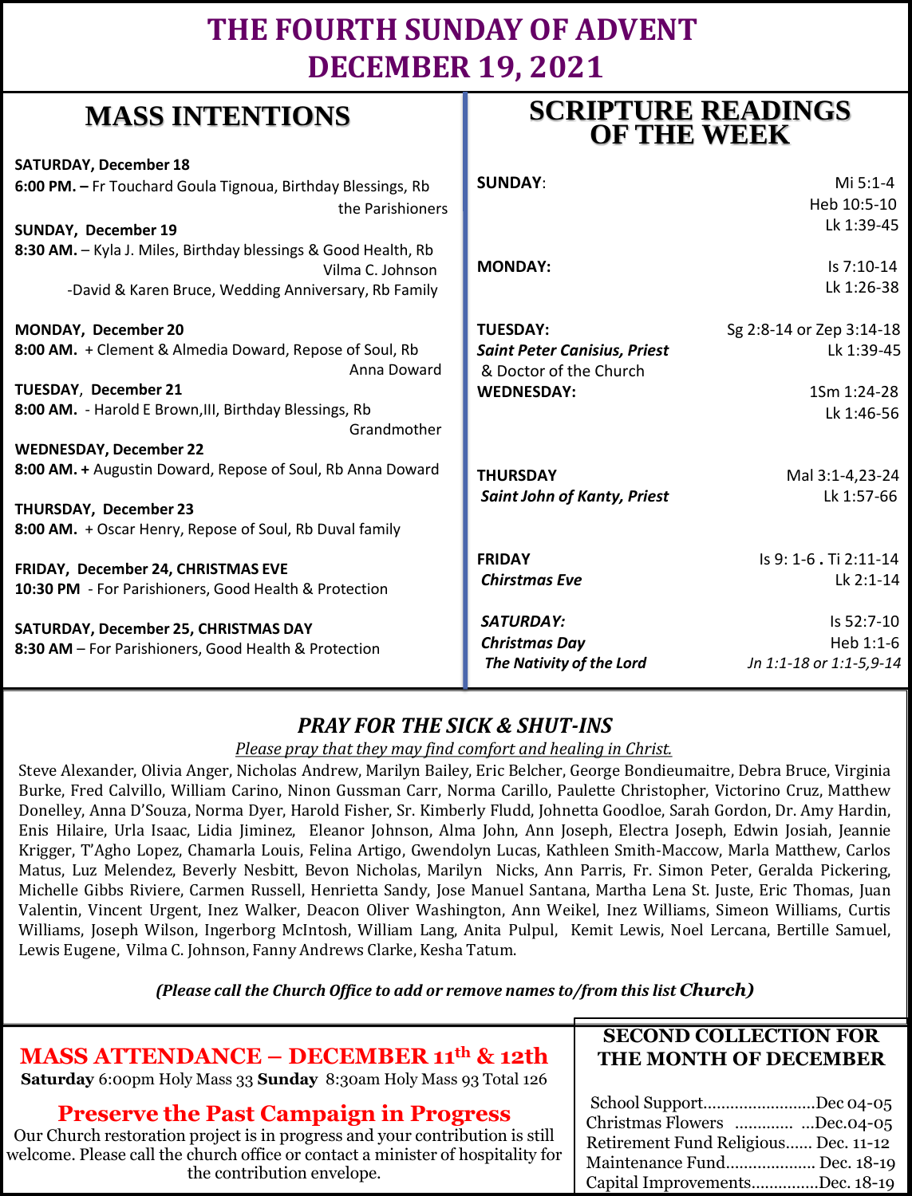# THE FOURTH SUNDAY OF ADVENT
# DECEMBER 19, 2021

## MASS INTENTIONS

**SATURDAY, December 18**
**6:00 PM. –** Fr Touchard Goula Tignoua, Birthday Blessings, Rb the Parishioners

**SUNDAY, December 19**
**8:30 AM.** – Kyla J. Miles, Birthday blessings & Good Health, Rb Vilma C. Johnson
-David & Karen Bruce, Wedding Anniversary, Rb Family

**MONDAY, December 20**
**8:00 AM.** + Clement & Almedia Doward, Repose of Soul, Rb Anna Doward

**TUESDAY, December 21**
**8:00 AM.** - Harold E Brown,III, Birthday Blessings, Rb Grandmother

**WEDNESDAY, December 22**
**8:00 AM. +** Augustin Doward, Repose of Soul, Rb Anna Doward

**THURSDAY, December 23**
**8:00 AM.** + Oscar Henry, Repose of Soul, Rb Duval family

**FRIDAY, December 24, CHRISTMAS EVE**
**10:30 PM** - For Parishioners, Good Health & Protection

**SATURDAY, December 25, CHRISTMAS DAY**
**8:30 AM** – For Parishioners, Good Health & Protection

## SCRIPTURE READINGS OF THE WEEK

| Day | Readings |
|---|---|
| **SUNDAY**: | Mi 5:1-4<br>Heb 10:5-10<br>Lk 1:39-45 |
| **MONDAY:** | Is 7:10-14<br>Lk 1:26-38 |
| **TUESDAY:**<br>***Saint Peter Canisius, Priest*** & Doctor of the Church | Sg 2:8-14 or Zep 3:14-18<br>Lk 1:39-45 |
| **WEDNESDAY:** | 1Sm 1:24-28<br>Lk 1:46-56 |
| **THURSDAY**<br>***Saint John of Kanty, Priest*** | Mal 3:1-4,23-24<br>Lk 1:57-66 |
| **FRIDAY**<br>***Chirstmas Eve*** | Is 9: 1-6 **.** Ti 2:11-14<br>Lk 2:1-14 |
| ***SATURDAY:***<br>***Christmas Day***<br>***The Nativity of the Lord*** | Is 52:7-10<br>Heb 1:1-6<br>*Jn 1:1-18 or 1:1-5,9-14* |

## *PRAY FOR THE SICK & SHUT-INS*

*Please pray that they may find comfort and healing in Christ.*

Steve Alexander, Olivia Anger, Nicholas Andrew, Marilyn Bailey, Eric Belcher, George Bondieumaitre, Debra Bruce, Virginia Burke, Fred Calvillo, William Carino, Ninon Gussman Carr, Norma Carillo, Paulette Christopher, Victorino Cruz, Matthew Donelley, Anna D'Souza, Norma Dyer, Harold Fisher, Sr. Kimberly Fludd, Johnetta Goodloe, Sarah Gordon, Dr. Amy Hardin, Enis Hilaire, Urla Isaac, Lidia Jiminez, Eleanor Johnson, Alma John, Ann Joseph, Electra Joseph, Edwin Josiah, Jeannie Krigger, T'Agho Lopez, Chamarla Louis, Felina Artigo, Gwendolyn Lucas, Kathleen Smith-Maccow, Marla Matthew, Carlos Matus, Luz Melendez, Beverly Nesbitt, Bevon Nicholas, Marilyn Nicks, Ann Parris, Fr. Simon Peter, Geralda Pickering, Michelle Gibbs Riviere, Carmen Russell, Henrietta Sandy, Jose Manuel Santana, Martha Lena St. Juste, Eric Thomas, Juan Valentin, Vincent Urgent, Inez Walker, Deacon Oliver Washington, Ann Weikel, Inez Williams, Simeon Williams, Curtis Williams, Joseph Wilson, Ingerborg McIntosh, William Lang, Anita Pulpul, Kemit Lewis, Noel Lercana, Bertille Samuel, Lewis Eugene, Vilma C. Johnson, Fanny Andrews Clarke, Kesha Tatum.

***(Please call the Church Office to add or remove names to/from this list Church)***

## MASS ATTENDANCE – DECEMBER 11th & 12th

**Saturday** 6:00pm Holy Mass 33 **Sunday** 8:30am Holy Mass 93 Total 126

## Preserve the Past Campaign in Progress

Our Church restoration project is in progress and your contribution is still welcome. Please call the church office or contact a minister of hospitality for the contribution envelope.

## SECOND COLLECTION FOR THE MONTH OF DECEMBER

School Support.........................Dec 04-05
Christmas Flowers ............. ...Dec.04-05
Retirement Fund Religious...... Dec. 11-12
Maintenance Fund.................... Dec. 18-19
Capital Improvements...............Dec. 18-19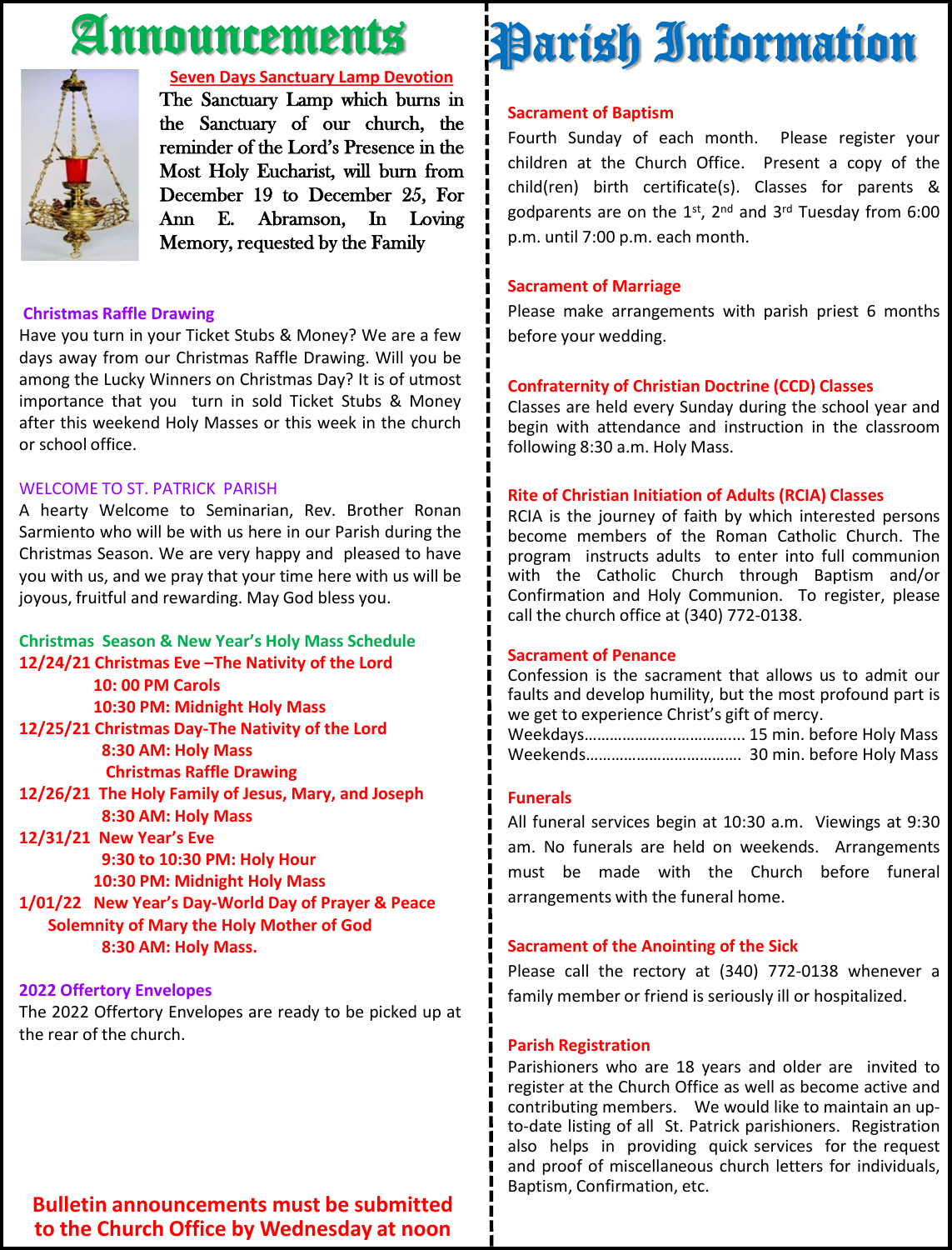# Announcements

**Seven Days Sanctuary Lamp Devotion**

The Sanctuary Lamp which burns in the Sanctuary of our church, the reminder of the Lord's Presence in the Most Holy Eucharist, will burn from December 19 to December 25, For Ann E. Abramson, In Loving Memory, requested by the Family

**Christmas Raffle Drawing**

Have you turn in your Ticket Stubs & Money? We are a few days away from our Christmas Raffle Drawing. Will you be among the Lucky Winners on Christmas Day? It is of utmost importance that you turn in sold Ticket Stubs & Money after this weekend Holy Masses or this week in the church or school office.

WELCOME TO ST. PATRICK PARISH

A hearty Welcome to Seminarian, Rev. Brother Ronan Sarmiento who will be with us here in our Parish during the Christmas Season. We are very happy and pleased to have you with us, and we pray that your time here with us will be joyous, fruitful and rewarding. May God bless you.

**Christmas Season & New Year's Holy Mass Schedule**

**12/24/21 Christmas Eve –The Nativity of the Lord**
**10: 00 PM Carols**
**10:30 PM: Midnight Holy Mass**

**12/25/21 Christmas Day-The Nativity of the Lord**
**8:30 AM: Holy Mass**
**Christmas Raffle Drawing**

**12/26/21 The Holy Family of Jesus, Mary, and Joseph**
**8:30 AM: Holy Mass**

**12/31/21 New Year's Eve**
**9:30 to 10:30 PM: Holy Hour**
**10:30 PM: Midnight Holy Mass**

**1/01/22 New Year's Day-World Day of Prayer & Peace**
**Solemnity of Mary the Holy Mother of God**
**8:30 AM: Holy Mass.**

**2022 Offertory Envelopes**

The 2022 Offertory Envelopes are ready to be picked up at the rear of the church.

**Bulletin announcements must be submitted to the Church Office by Wednesday at noon**

# Parish Information

**Sacrament of Baptism**

Fourth Sunday of each month. Please register your children at the Church Office. Present a copy of the child(ren) birth certificate(s). Classes for parents & godparents are on the 1st, 2nd and 3rd Tuesday from 6:00 p.m. until 7:00 p.m. each month.

**Sacrament of Marriage**

Please make arrangements with parish priest 6 months before your wedding.

**Confraternity of Christian Doctrine (CCD) Classes**

Classes are held every Sunday during the school year and begin with attendance and instruction in the classroom following 8:30 a.m. Holy Mass.

**Rite of Christian Initiation of Adults (RCIA) Classes**

RCIA is the journey of faith by which interested persons become members of the Roman Catholic Church. The program instructs adults to enter into full communion with the Catholic Church through Baptism and/or Confirmation and Holy Communion. To register, please call the church office at (340) 772-0138.

**Sacrament of Penance**

Confession is the sacrament that allows us to admit our faults and develop humility, but the most profound part is we get to experience Christ's gift of mercy.

Weekdays……………………………... 15 min. before Holy Mass
Weekends………………………………. 30 min. before Holy Mass

**Funerals**

All funeral services begin at 10:30 a.m. Viewings at 9:30 am. No funerals are held on weekends. Arrangements must be made with the Church before funeral arrangements with the funeral home.

**Sacrament of the Anointing of the Sick**

Please call the rectory at (340) 772-0138 whenever a family member or friend is seriously ill or hospitalized.

**Parish Registration**

Parishioners who are 18 years and older are invited to register at the Church Office as well as become active and contributing members. We would like to maintain an up-to-date listing of all St. Patrick parishioners. Registration also helps in providing quick services for the request and proof of miscellaneous church letters for individuals, Baptism, Confirmation, etc.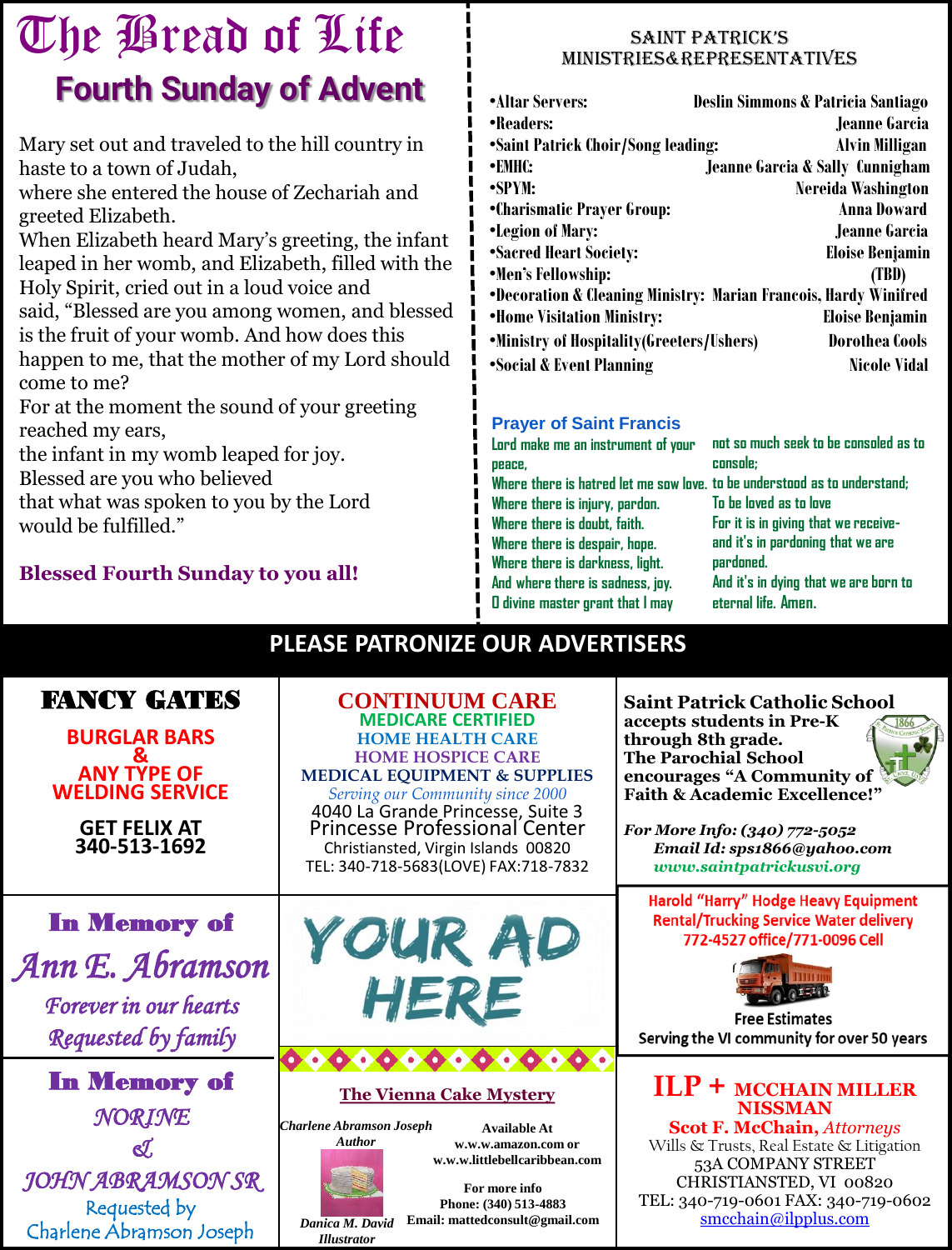# The Bread of Life

## Fourth Sunday of Advent

Mary set out and traveled to the hill country in haste to a town of Judah,
where she entered the house of Zechariah and greeted Elizabeth.
When Elizabeth heard Mary's greeting, the infant leaped in her womb, and Elizabeth, filled with the Holy Spirit, cried out in a loud voice and said, "Blessed are you among women, and blessed is the fruit of your womb. And how does this happen to me, that the mother of my Lord should come to me?
For at the moment the sound of your greeting reached my ears,
the infant in my womb leaped for joy.
Blessed are you who believed
that what was spoken to you by the Lord
would be fulfilled."

**Blessed Fourth Sunday to you all!**

## SAINT PATRICK'S MINISTRIES & REPRESENTATIVES

- **Altar Servers:** Deslin Simmons & Patricia Santiago
- **Readers:** Jeanne Garcia
- **Saint Patrick Choir/Song leading:** Alvin Milligan
- **EMHC:** Jeanne Garcia & Sally Cunnigham
- **SPYM:** Nereida Washington
- **Charismatic Prayer Group:** Anna Doward
- **Legion of Mary:** Jeanne Garcia
- **Sacred Heart Society:** Eloise Benjamin
- **Men's Fellowship:** (TBD)
- **Decoration & Cleaning Ministry:** Marian Francois, Hardy Winifred
- **Home Visitation Ministry:** Eloise Benjamin
- **Ministry of Hospitality(Greeters/Ushers)** Dorothea Cools
- **Social & Event Planning** Nicole Vidal

### Prayer of Saint Francis

Lord make me an instrument of your peace,
Where there is hatred let me sow love.
Where there is injury, pardon.
Where there is doubt, faith.
Where there is despair, hope.
Where there is darkness, light.
And where there is sadness, joy.
O divine master grant that I may not so much seek to be consoled as to console;
to be understood as to understand;
To be loved as to love
For it is in giving that we receive-
and it's in pardoning that we are pardoned.
And it's in dying that we are born to eternal life. Amen.

## PLEASE PATRONIZE OUR ADVERTISERS

**FANCY GATES**
BURGLAR BARS & ANY TYPE OF WELDING SERVICE
GET FELIX AT 340-513-1692

**CONTINUUM CARE**
MEDICARE CERTIFIED
HOME HEALTH CARE
HOME HOSPICE CARE
MEDICAL EQUIPMENT & SUPPLIES
*Serving our Community since 2000*
4040 La Grande Princesse, Suite 3
Princesse Professional Center
Christiansted, Virgin Islands 00820
TEL: 340-718-5683(LOVE) FAX:718-7832

**Saint Patrick Catholic School**
accepts students in Pre-K through 8th grade.
The Parochial School encourages "A Community of Faith & Academic Excellence!"
*For More Info: (340) 772-5052*
*Email Id: sps1866@yahoo.com*
*www.saintpatrickusvi.org*

**In Memory of**
*Ann E. Abramson*
*Forever in our hearts*
*Requested by family*

YOUR AD HERE

**Harold "Harry" Hodge Heavy Equipment**
Rental/Trucking Service Water delivery
772-4527 office/771-0096 Cell
Free Estimates
Serving the VI community for over 50 years

**In Memory of**
*NORINE & JOHN ABRAMSON SR*
Requested by Charlene Abramson Joseph

**The Vienna Cake Mystery**
*Charlene Abramson Joseph* Author
*Danica M. David* Illustrator
Available At
w.w.w.amazon.com or
w.w.w.littlebellcaribbean.com
For more info
Phone: (340) 513-4883
Email: mattedconsult@gmail.com

**ILP + MCCHAIN MILLER NISSMAN**
**Scot F. McChain,** *Attorneys*
Wills & Trusts, Real Estate & Litigation
53A COMPANY STREET
CHRISTIANSTED, VI 00820
TEL: 340-719-0601 FAX: 340-719-0602
smcchain@ilpplus.com